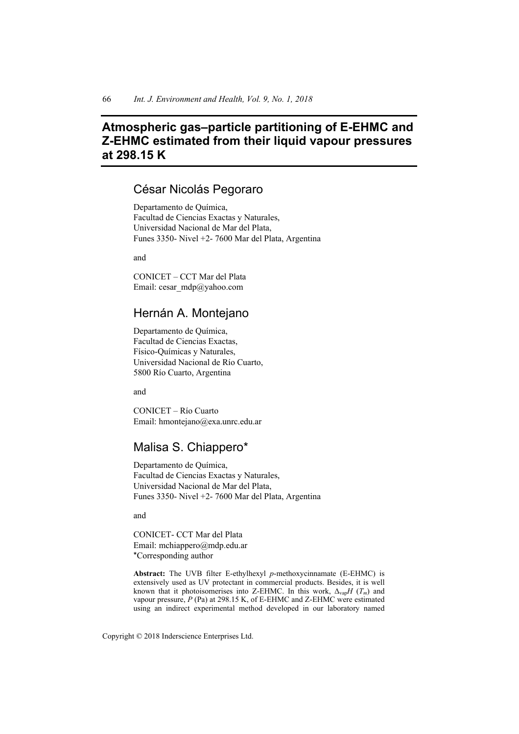# Atmospheric gas–particle partitioning of E-EHMC and Z-EHMC estimated from their liquid vapour pressures at 298.15 K

## César Nicolás Pegoraro

Departamento de Química,
Facultad de Ciencias Exactas y Naturales,
Universidad Nacional de Mar del Plata,
Funes 3350- Nivel +2- 7600 Mar del Plata, Argentina

and

CONICET – CCT Mar del Plata
Email: cesar_mdp@yahoo.com

## Hernán A. Montejano

Departamento de Química,
Facultad de Ciencias Exactas,
Físico-Químicas y Naturales,
Universidad Nacional de Río Cuarto,
5800 Río Cuarto, Argentina

and

CONICET – Río Cuarto
Email: hmontejano@exa.unrc.edu.ar

## Malisa S. Chiappero*

Departamento de Química,
Facultad de Ciencias Exactas y Naturales,
Universidad Nacional de Mar del Plata,
Funes 3350- Nivel +2- 7600 Mar del Plata, Argentina

and

CONICET- CCT Mar del Plata
Email: mchiappero@mdp.edu.ar
*Corresponding author

**Abstract:** The UVB filter E-ethylhexyl *p*-methoxycinnamate (E-EHMC) is extensively used as UV protectant in commercial products. Besides, it is well known that it photoisomerises into Z-EHMC. In this work, $\Delta_{vap}H$ ($T_m$) and vapour pressure, $P$ (Pa) at 298.15 K, of E-EHMC and Z-EHMC were estimated using an indirect experimental method developed in our laboratory named

Copyright © 2018 Inderscience Enterprises Ltd.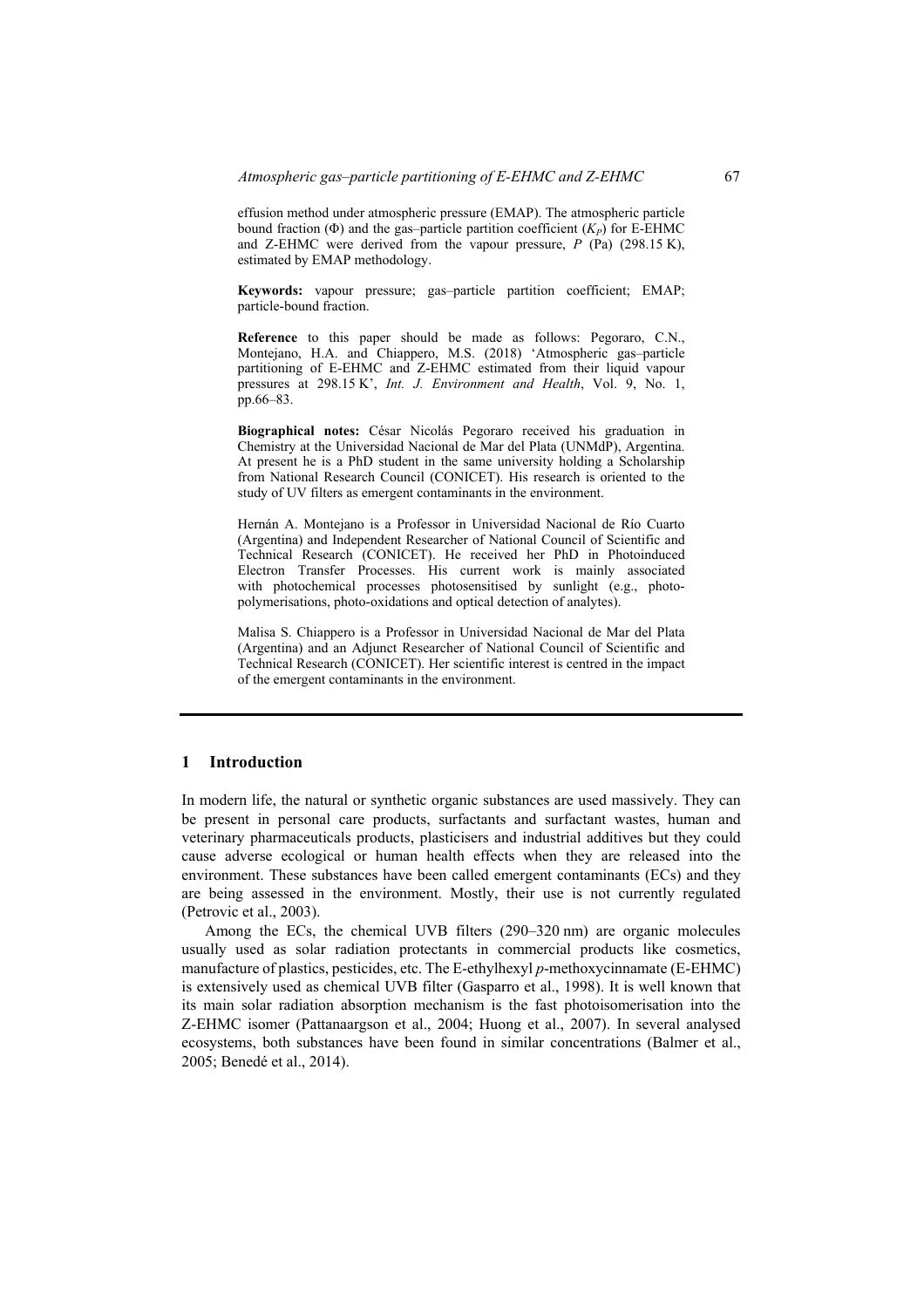effusion method under atmospheric pressure (EMAP). The atmospheric particle bound fraction (Φ) and the gas–particle partition coefficient ($K_P$) for E-EHMC and Z-EHMC were derived from the vapour pressure, $P$ (Pa) (298.15 K), estimated by EMAP methodology.

**Keywords:** vapour pressure; gas–particle partition coefficient; EMAP; particle-bound fraction.

**Reference** to this paper should be made as follows: Pegoraro, C.N., Montejano, H.A. and Chiappero, M.S. (2018) 'Atmospheric gas–particle partitioning of E-EHMC and Z-EHMC estimated from their liquid vapour pressures at 298.15 K', *Int. J. Environment and Health*, Vol. 9, No. 1, pp.66–83.

**Biographical notes:** César Nicolás Pegoraro received his graduation in Chemistry at the Universidad Nacional de Mar del Plata (UNMdP), Argentina. At present he is a PhD student in the same university holding a Scholarship from National Research Council (CONICET). His research is oriented to the study of UV filters as emergent contaminants in the environment.

Hernán A. Montejano is a Professor in Universidad Nacional de Río Cuarto (Argentina) and Independent Researcher of National Council of Scientific and Technical Research (CONICET). He received her PhD in Photoinduced Electron Transfer Processes. His current work is mainly associated with photochemical processes photosensitised by sunlight (e.g., photo-polymerisations, photo-oxidations and optical detection of analytes).

Malisa S. Chiappero is a Professor in Universidad Nacional de Mar del Plata (Argentina) and an Adjunct Researcher of National Council of Scientific and Technical Research (CONICET). Her scientific interest is centred in the impact of the emergent contaminants in the environment.

## 1 Introduction

In modern life, the natural or synthetic organic substances are used massively. They can be present in personal care products, surfactants and surfactant wastes, human and veterinary pharmaceuticals products, plasticisers and industrial additives but they could cause adverse ecological or human health effects when they are released into the environment. These substances have been called emergent contaminants (ECs) and they are being assessed in the environment. Mostly, their use is not currently regulated (Petrovic et al., 2003).

Among the ECs, the chemical UVB filters (290–320 nm) are organic molecules usually used as solar radiation protectants in commercial products like cosmetics, manufacture of plastics, pesticides, etc. The E-ethylhexyl *p*-methoxycinnamate (E-EHMC) is extensively used as chemical UVB filter (Gasparro et al., 1998). It is well known that its main solar radiation absorption mechanism is the fast photoisomerisation into the Z-EHMC isomer (Pattanaargson et al., 2004; Huong et al., 2007). In several analysed ecosystems, both substances have been found in similar concentrations (Balmer et al., 2005; Benedé et al., 2014).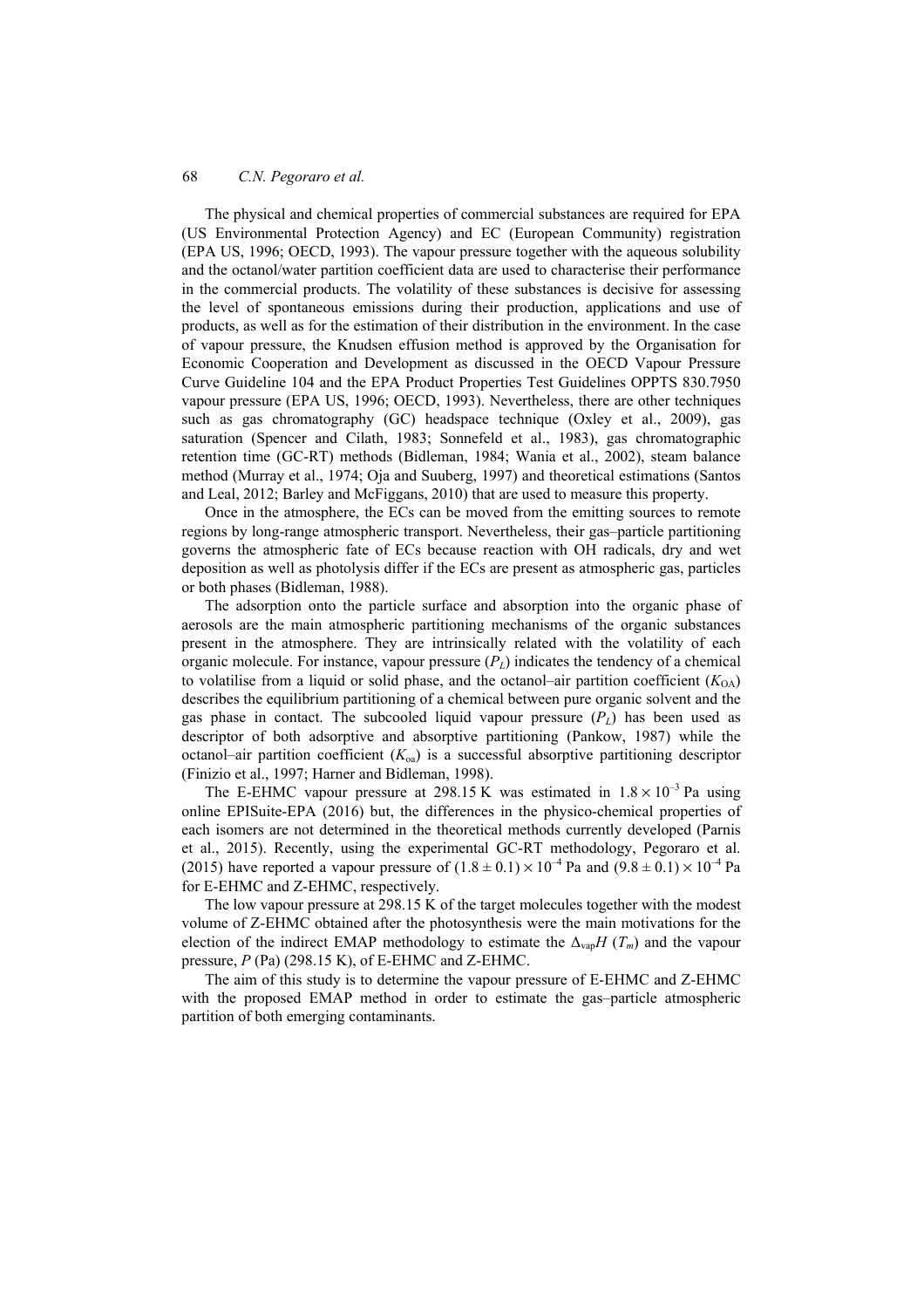The physical and chemical properties of commercial substances are required for EPA (US Environmental Protection Agency) and EC (European Community) registration (EPA US, 1996; OECD, 1993). The vapour pressure together with the aqueous solubility and the octanol/water partition coefficient data are used to characterise their performance in the commercial products. The volatility of these substances is decisive for assessing the level of spontaneous emissions during their production, applications and use of products, as well as for the estimation of their distribution in the environment. In the case of vapour pressure, the Knudsen effusion method is approved by the Organisation for Economic Cooperation and Development as discussed in the OECD Vapour Pressure Curve Guideline 104 and the EPA Product Properties Test Guidelines OPPTS 830.7950 vapour pressure (EPA US, 1996; OECD, 1993). Nevertheless, there are other techniques such as gas chromatography (GC) headspace technique (Oxley et al., 2009), gas saturation (Spencer and Cilath, 1983; Sonnefeld et al., 1983), gas chromatographic retention time (GC-RT) methods (Bidleman, 1984; Wania et al., 2002), steam balance method (Murray et al., 1974; Oja and Suuberg, 1997) and theoretical estimations (Santos and Leal, 2012; Barley and McFiggans, 2010) that are used to measure this property.

Once in the atmosphere, the ECs can be moved from the emitting sources to remote regions by long-range atmospheric transport. Nevertheless, their gas–particle partitioning governs the atmospheric fate of ECs because reaction with OH radicals, dry and wet deposition as well as photolysis differ if the ECs are present as atmospheric gas, particles or both phases (Bidleman, 1988).

The adsorption onto the particle surface and absorption into the organic phase of aerosols are the main atmospheric partitioning mechanisms of the organic substances present in the atmosphere. They are intrinsically related with the volatility of each organic molecule. For instance, vapour pressure ($P_L$) indicates the tendency of a chemical to volatilise from a liquid or solid phase, and the octanol–air partition coefficient ($K_{OA}$) describes the equilibrium partitioning of a chemical between pure organic solvent and the gas phase in contact. The subcooled liquid vapour pressure ($P_L$) has been used as descriptor of both adsorptive and absorptive partitioning (Pankow, 1987) while the octanol–air partition coefficient ($K_{oa}$) is a successful absorptive partitioning descriptor (Finizio et al., 1997; Harner and Bidleman, 1998).

The E-EHMC vapour pressure at 298.15 K was estimated in $1.8 \times 10^{-3}$ Pa using online EPISuite-EPA (2016) but, the differences in the physico-chemical properties of each isomers are not determined in the theoretical methods currently developed (Parnis et al., 2015). Recently, using the experimental GC-RT methodology, Pegoraro et al. (2015) have reported a vapour pressure of $(1.8 \pm 0.1) \times 10^{-4}$ Pa and $(9.8 \pm 0.1) \times 10^{-4}$ Pa for E-EHMC and Z-EHMC, respectively.

The low vapour pressure at 298.15 K of the target molecules together with the modest volume of Z-EHMC obtained after the photosynthesis were the main motivations for the election of the indirect EMAP methodology to estimate the $\Delta_{vap}H$ ($T_m$) and the vapour pressure, $P$ (Pa) (298.15 K), of E-EHMC and Z-EHMC.

The aim of this study is to determine the vapour pressure of E-EHMC and Z-EHMC with the proposed EMAP method in order to estimate the gas–particle atmospheric partition of both emerging contaminants.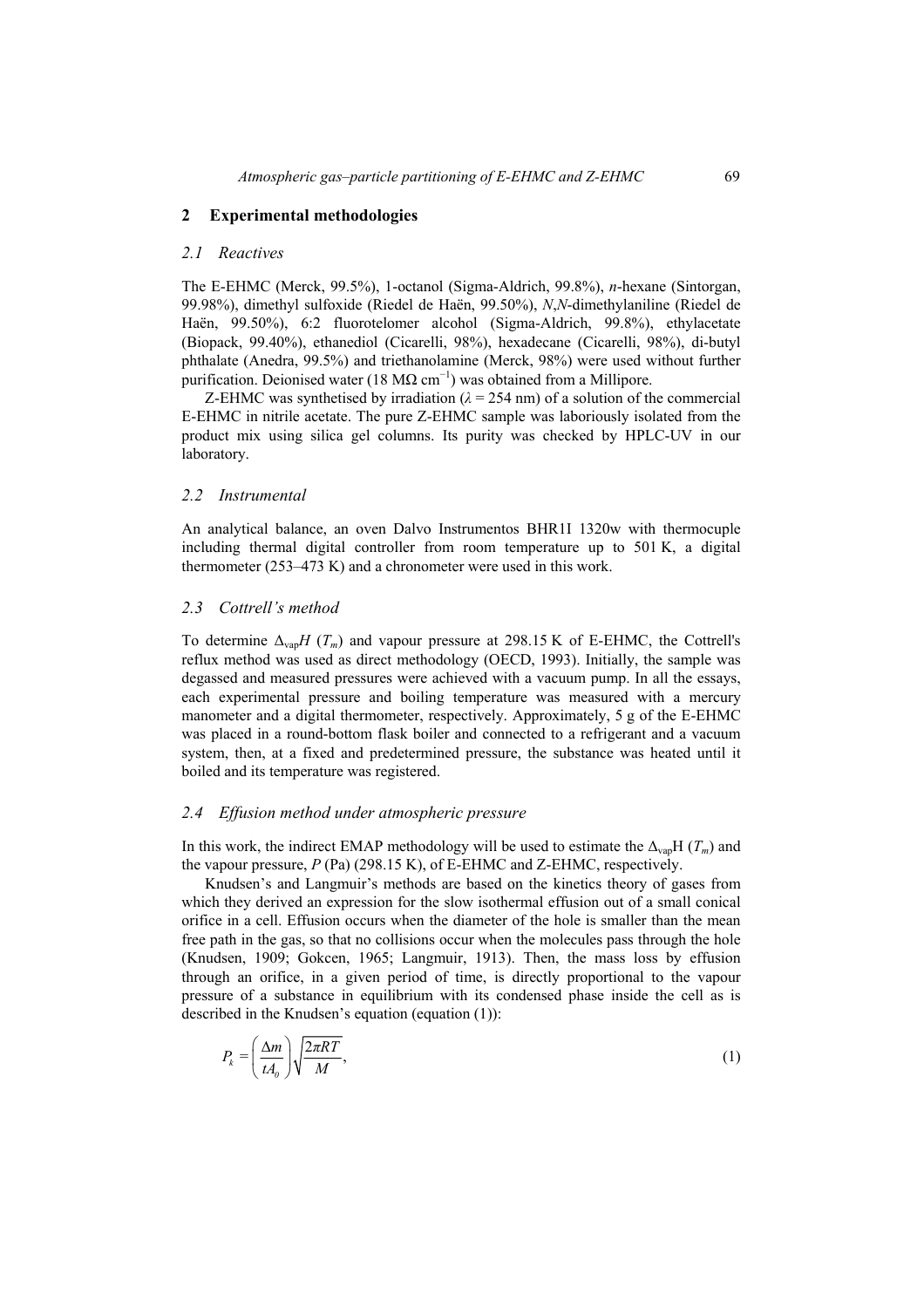## 2 Experimental methodologies

### *2.1 Reactives*

The E-EHMC (Merck, 99.5%), 1-octanol (Sigma-Aldrich, 99.8%), *n*-hexane (Sintorgan, 99.98%), dimethyl sulfoxide (Riedel de Haën, 99.50%), *N*,*N*-dimethylaniline (Riedel de Haën, 99.50%), 6:2 fluorotelomer alcohol (Sigma-Aldrich, 99.8%), ethylacetate (Biopack, 99.40%), ethanediol (Cicarelli, 98%), hexadecane (Cicarelli, 98%), di-butyl phthalate (Anedra, 99.5%) and triethanolamine (Merck, 98%) were used without further purification. Deionised water (18 MΩ $cm^{-1}$) was obtained from a Millipore.

Z-EHMC was synthetised by irradiation ($\lambda$ = 254 nm) of a solution of the commercial E-EHMC in nitrile acetate. The pure Z-EHMC sample was laboriously isolated from the product mix using silica gel columns. Its purity was checked by HPLC-UV in our laboratory.

### *2.2 Instrumental*

An analytical balance, an oven Dalvo Instrumentos BHR1I 1320w with thermocuple including thermal digital controller from room temperature up to 501 K, a digital thermometer (253–473 K) and a chronometer were used in this work.

### *2.3 Cottrell's method*

To determine $\Delta_{vap}H$ ($T_m$) and vapour pressure at 298.15 K of E-EHMC, the Cottrell's reflux method was used as direct methodology (OECD, 1993). Initially, the sample was degassed and measured pressures were achieved with a vacuum pump. In all the essays, each experimental pressure and boiling temperature was measured with a mercury manometer and a digital thermometer, respectively. Approximately, 5 g of the E-EHMC was placed in a round-bottom flask boiler and connected to a refrigerant and a vacuum system, then, at a fixed and predetermined pressure, the substance was heated until it boiled and its temperature was registered.

### *2.4 Effusion method under atmospheric pressure*

In this work, the indirect EMAP methodology will be used to estimate the $\Delta_{vap}$H ($T_m$) and the vapour pressure, *P* (Pa) (298.15 K), of E-EHMC and Z-EHMC, respectively.

Knudsen's and Langmuir's methods are based on the kinetics theory of gases from which they derived an expression for the slow isothermal effusion out of a small conical orifice in a cell. Effusion occurs when the diameter of the hole is smaller than the mean free path in the gas, so that no collisions occur when the molecules pass through the hole (Knudsen, 1909; Gokcen, 1965; Langmuir, 1913). Then, the mass loss by effusion through an orifice, in a given period of time, is directly proportional to the vapour pressure of a substance in equilibrium with its condensed phase inside the cell as is described in the Knudsen's equation (equation (1)):

$$P_k = \left(\frac{\Delta m}{tA_0}\right)\sqrt{\frac{2\pi RT}{M}}, \tag{1}$$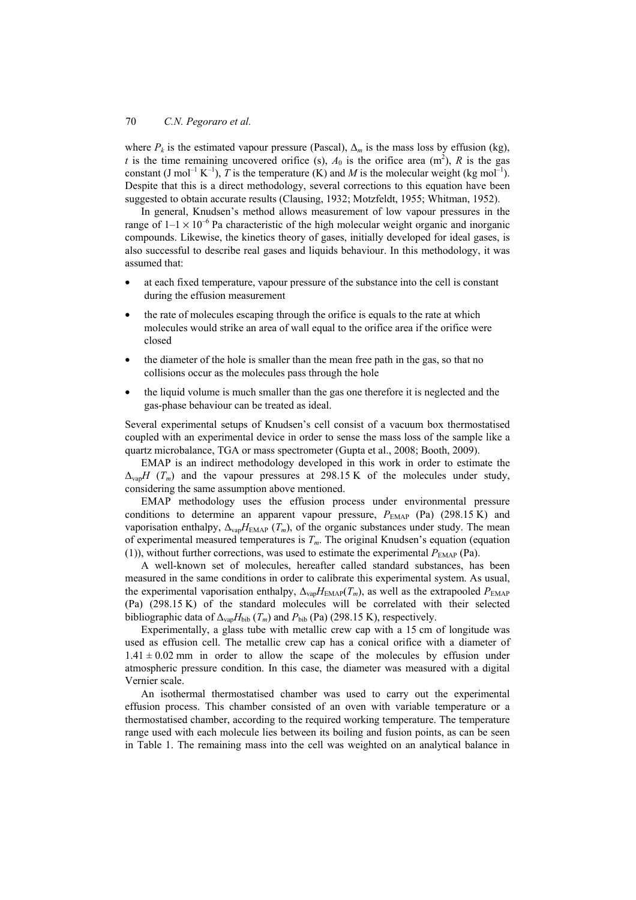where $P_k$ is the estimated vapour pressure (Pascal), $\Delta_m$ is the mass loss by effusion (kg), $t$ is the time remaining uncovered orifice (s), $A_0$ is the orifice area ($m^2$), $R$ is the gas constant (J $mol^{-1}$ $K^{-1}$), $T$ is the temperature (K) and $M$ is the molecular weight (kg $mol^{-1}$). Despite that this is a direct methodology, several corrections to this equation have been suggested to obtain accurate results (Clausing, 1932; Motzfeldt, 1955; Whitman, 1952).

In general, Knudsen's method allows measurement of low vapour pressures in the range of $1$–$1 \times 10^{-6}$ Pa characteristic of the high molecular weight organic and inorganic compounds. Likewise, the kinetics theory of gases, initially developed for ideal gases, is also successful to describe real gases and liquids behaviour. In this methodology, it was assumed that:

- at each fixed temperature, vapour pressure of the substance into the cell is constant during the effusion measurement
- the rate of molecules escaping through the orifice is equals to the rate at which molecules would strike an area of wall equal to the orifice area if the orifice were closed
- the diameter of the hole is smaller than the mean free path in the gas, so that no collisions occur as the molecules pass through the hole
- the liquid volume is much smaller than the gas one therefore it is neglected and the gas-phase behaviour can be treated as ideal.

Several experimental setups of Knudsen's cell consist of a vacuum box thermostatised coupled with an experimental device in order to sense the mass loss of the sample like a quartz microbalance, TGA or mass spectrometer (Gupta et al., 2008; Booth, 2009).

EMAP is an indirect methodology developed in this work in order to estimate the $\Delta_{vap}H$ ($T_m$) and the vapour pressures at 298.15 K of the molecules under study, considering the same assumption above mentioned.

EMAP methodology uses the effusion process under environmental pressure conditions to determine an apparent vapour pressure, $P_{EMAP}$ (Pa) (298.15 K) and vaporisation enthalpy, $\Delta_{vap}H_{EMAP}$ ($T_m$), of the organic substances under study. The mean of experimental measured temperatures is $T_m$. The original Knudsen's equation (equation (1)), without further corrections, was used to estimate the experimental $P_{EMAP}$ (Pa).

A well-known set of molecules, hereafter called standard substances, has been measured in the same conditions in order to calibrate this experimental system. As usual, the experimental vaporisation enthalpy, $\Delta_{vap}H_{EMAP}(T_m)$, as well as the extrapooled $P_{EMAP}$ (Pa) (298.15 K) of the standard molecules will be correlated with their selected bibliographic data of $\Delta_{vap}H_{bib}$ ($T_m$) and $P_{bib}$ (Pa) (298.15 K), respectively.

Experimentally, a glass tube with metallic crew cap with a 15 cm of longitude was used as effusion cell. The metallic crew cap has a conical orifice with a diameter of $1.41 \pm 0.02$ mm in order to allow the scape of the molecules by effusion under atmospheric pressure condition. In this case, the diameter was measured with a digital Vernier scale.

An isothermal thermostatised chamber was used to carry out the experimental effusion process. This chamber consisted of an oven with variable temperature or a thermostatised chamber, according to the required working temperature. The temperature range used with each molecule lies between its boiling and fusion points, as can be seen in Table 1. The remaining mass into the cell was weighted on an analytical balance in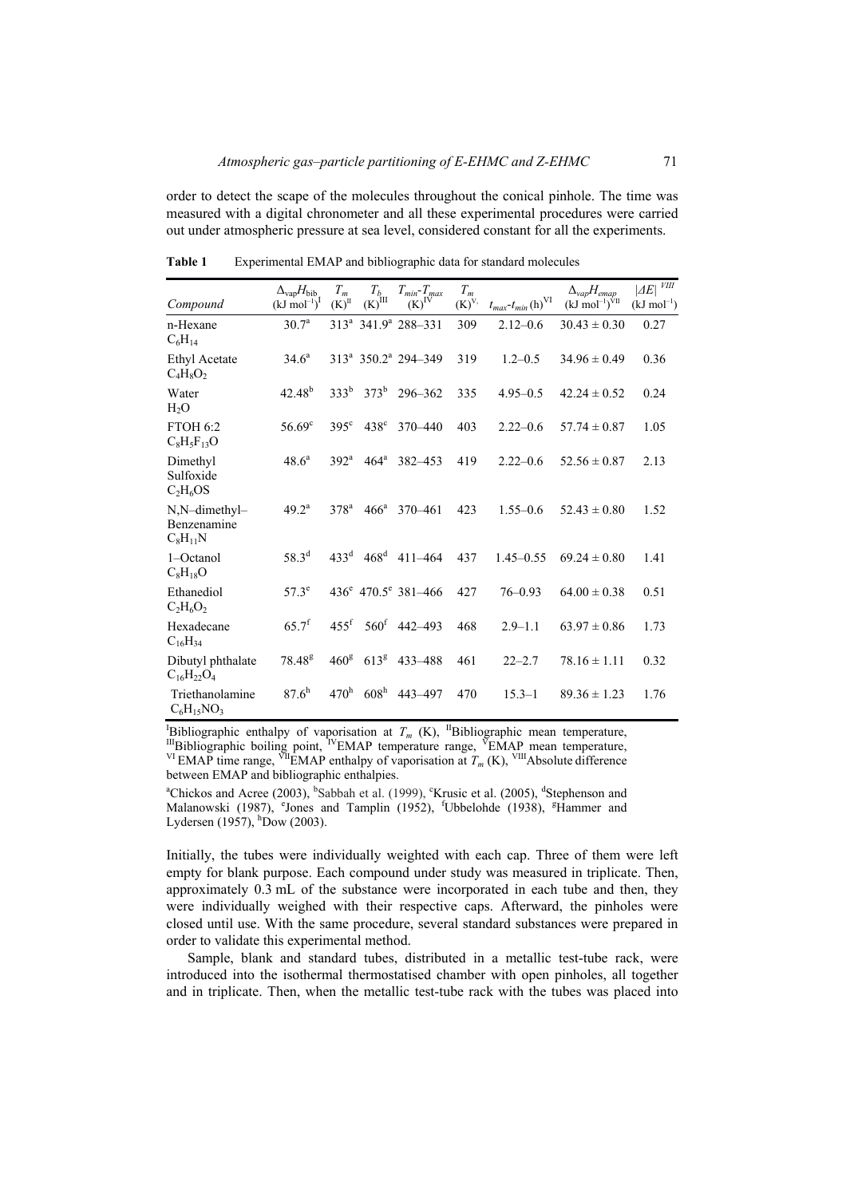order to detect the scape of the molecules throughout the conical pinhole. The time was measured with a digital chronometer and all these experimental procedures were carried out under atmospheric pressure at sea level, considered constant for all the experiments.

**Table 1** Experimental EMAP and bibliographic data for standard molecules

| Compound | $\Delta_{vap}H_{bib}$ (kJ mol$^{-1}$)[I] | $T_m$ (K)[II] | $T_b$ (K)[III] | $T_{min}$-$T_{max}$ (K)[IV] | $T_m$ (K)[V] | $t_{max}$-$t_{min}$ (h)[VI] | $\Delta_{vap}H_{emap}$ (kJ mol$^{-1}$)[VII] | $\|\Delta E\|$[VIII] (kJ mol$^{-1}$) |
|---|---|---|---|---|---|---|---|---|
| n-Hexane $C_6H_{14}$ | 30.7[a] | 313[a] | 341.9[a] | 288–331 | 309 | 2.12–0.6 | 30.43 ± 0.30 | 0.27 |
| Ethyl Acetate $C_4H_8O_2$ | 34.6[a] | 313[a] | 350.2[a] | 294–349 | 319 | 1.2–0.5 | 34.96 ± 0.49 | 0.36 |
| Water $H_2O$ | 42.48[b] | 333[b] | 373[b] | 296–362 | 335 | 4.95–0.5 | 42.24 ± 0.52 | 0.24 |
| FTOH 6:2 $C_8H_5F_{13}O$ | 56.69[c] | 395[c] | 438[c] | 370–440 | 403 | 2.22–0.6 | 57.74 ± 0.87 | 1.05 |
| Dimethyl Sulfoxide $C_2H_6OS$ | 48.6[a] | 392[a] | 464[a] | 382–453 | 419 | 2.22–0.6 | 52.56 ± 0.87 | 2.13 |
| N,N–dimethyl–Benzenamine $C_8H_{11}N$ | 49.2[a] | 378[a] | 466[a] | 370–461 | 423 | 1.55–0.6 | 52.43 ± 0.80 | 1.52 |
| 1–Octanol $C_8H_{18}O$ | 58.3[d] | 433[d] | 468[d] | 411–464 | 437 | 1.45–0.55 | 69.24 ± 0.80 | 1.41 |
| Ethanediol $C_2H_6O_2$ | 57.3[e] | 436[e] | 470.5[e] | 381–466 | 427 | 76–0.93 | 64.00 ± 0.38 | 0.51 |
| Hexadecane $C_{16}H_{34}$ | 65.7[f] | 455[f] | 560[f] | 442–493 | 468 | 2.9–1.1 | 63.97 ± 0.86 | 1.73 |
| Dibutyl phthalate $C_{16}H_{22}O_4$ | 78.48[g] | 460[g] | 613[g] | 433–488 | 461 | 22–2.7 | 78.16 ± 1.11 | 0.32 |
| Triethanolamine $C_6H_{15}NO_3$ | 87.6[h] | 470[h] | 608[h] | 443–497 | 470 | 15.3–1 | 89.36 ± 1.23 | 1.76 |

[I]Bibliographic enthalpy of vaporisation at $T_m$ (K), [II]Bibliographic mean temperature, [III]Bibliographic boiling point, [IV]EMAP temperature range, [V]EMAP mean temperature, [VI]EMAP time range, [VII]EMAP enthalpy of vaporisation at $T_m$ (K), [VIII]Absolute difference between EMAP and bibliographic enthalpies.

[a]Chickos and Acree (2003), [b]Sabbah et al. (1999), [c]Krusic et al. (2005), [d]Stephenson and Malanowski (1987), [e]Jones and Tamplin (1952), [f]Ubbelohde (1938), [g]Hammer and Lydersen (1957), [h]Dow (2003).

Initially, the tubes were individually weighted with each cap. Three of them were left empty for blank purpose. Each compound under study was measured in triplicate. Then, approximately 0.3 mL of the substance were incorporated in each tube and then, they were individually weighed with their respective caps. Afterward, the pinholes were closed until use. With the same procedure, several standard substances were prepared in order to validate this experimental method.

Sample, blank and standard tubes, distributed in a metallic test-tube rack, were introduced into the isothermal thermostatised chamber with open pinholes, all together and in triplicate. Then, when the metallic test-tube rack with the tubes was placed into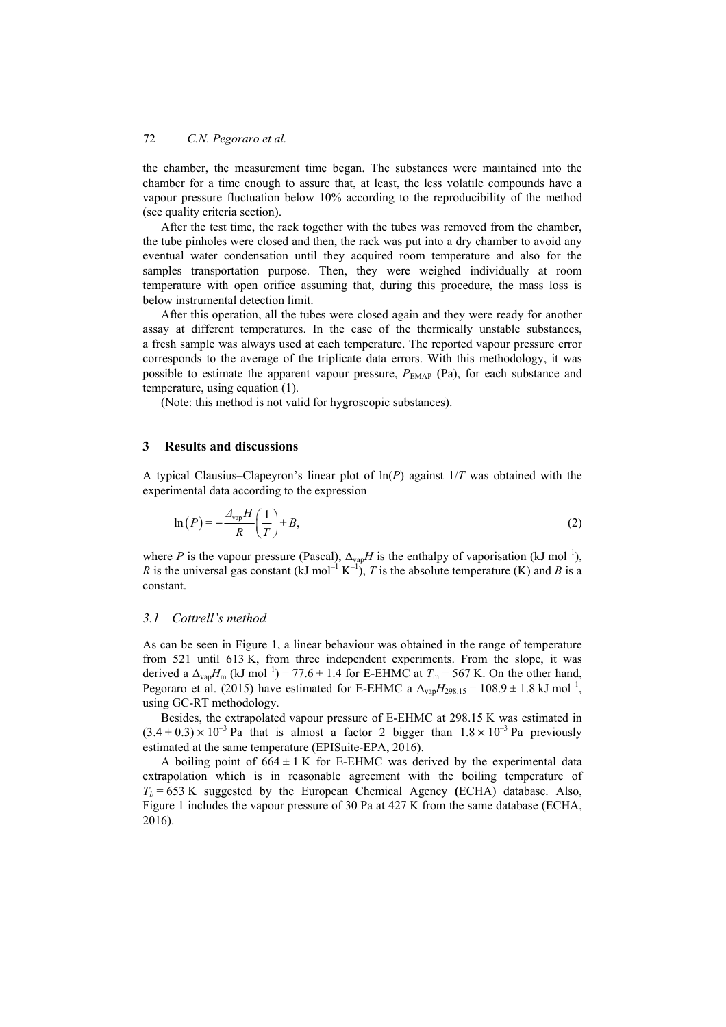the chamber, the measurement time began. The substances were maintained into the chamber for a time enough to assure that, at least, the less volatile compounds have a vapour pressure fluctuation below 10% according to the reproducibility of the method (see quality criteria section).

After the test time, the rack together with the tubes was removed from the chamber, the tube pinholes were closed and then, the rack was put into a dry chamber to avoid any eventual water condensation until they acquired room temperature and also for the samples transportation purpose. Then, they were weighed individually at room temperature with open orifice assuming that, during this procedure, the mass loss is below instrumental detection limit.

After this operation, all the tubes were closed again and they were ready for another assay at different temperatures. In the case of the thermically unstable substances, a fresh sample was always used at each temperature. The reported vapour pressure error corresponds to the average of the triplicate data errors. With this methodology, it was possible to estimate the apparent vapour pressure, $P_{\text{EMAP}}$ (Pa), for each substance and temperature, using equation (1).

(Note: this method is not valid for hygroscopic substances).

## 3 Results and discussions

A typical Clausius–Clapeyron's linear plot of ln($P$) against $1/T$ was obtained with the experimental data according to the expression

$$\ln(P) = -\frac{\Delta_{\text{vap}}H}{R}\left(\frac{1}{T}\right) + B, \tag{2}$$

where $P$ is the vapour pressure (Pascal), $\Delta_{\text{vap}}H$ is the enthalpy of vaporisation (kJ mol$^{-1}$), $R$ is the universal gas constant (kJ mol$^{-1}$ K$^{-1}$), $T$ is the absolute temperature (K) and $B$ is a constant.

### 3.1 *Cottrell's method*

As can be seen in Figure 1, a linear behaviour was obtained in the range of temperature from 521 until 613 K, from three independent experiments. From the slope, it was derived a $\Delta_{\text{vap}}H_{\text{m}}$ (kJ mol$^{-1}$) = 77.6 ± 1.4 for E-EHMC at $T_{\text{m}}$ = 567 K. On the other hand, Pegoraro et al. (2015) have estimated for E-EHMC a $\Delta_{\text{vap}}H_{298.15}$ = 108.9 ± 1.8 kJ mol$^{-1}$, using GC-RT methodology.

Besides, the extrapolated vapour pressure of E-EHMC at 298.15 K was estimated in $(3.4 \pm 0.3) \times 10^{-3}$ Pa that is almost a factor 2 bigger than $1.8 \times 10^{-3}$ Pa previously estimated at the same temperature (EPISuite-EPA, 2016).

A boiling point of 664 ± 1 K for E-EHMC was derived by the experimental data extrapolation which is in reasonable agreement with the boiling temperature of $T_b$ = 653 K suggested by the European Chemical Agency **(**ECHA) database. Also, Figure 1 includes the vapour pressure of 30 Pa at 427 K from the same database (ECHA, 2016).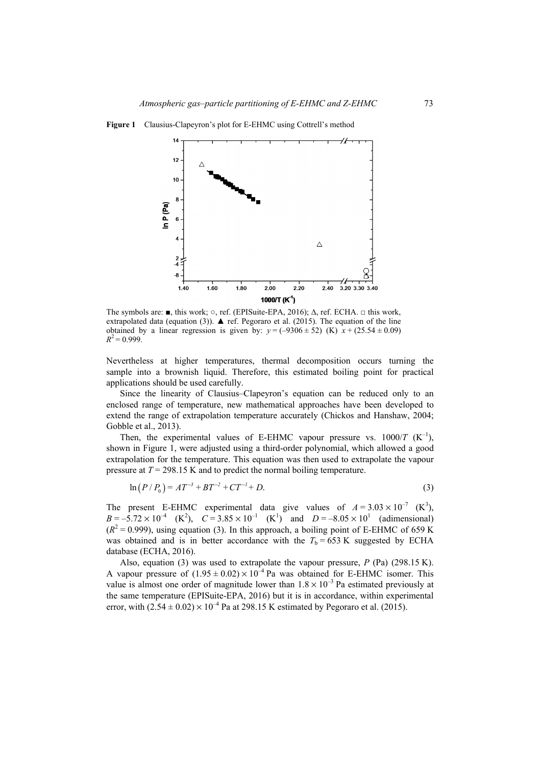**Figure 1** Clausius-Clapeyron's plot for E-EHMC using Cottrell's method

The symbols are: ■, this work; ○, ref. (EPISuite-EPA, 2016); Δ, ref. ECHA. □ this work, extrapolated data (equation (3)). ▲ ref. Pegoraro et al. (2015). The equation of the line obtained by a linear regression is given by: $y = (-9306 \pm 52)$ (K) $x + (25.54 \pm 0.09)$ $R^2 = 0.999$.

Nevertheless at higher temperatures, thermal decomposition occurs turning the sample into a brownish liquid. Therefore, this estimated boiling point for practical applications should be used carefully.

Since the linearity of Clausius–Clapeyron's equation can be reduced only to an enclosed range of temperature, new mathematical approaches have been developed to extend the range of extrapolation temperature accurately (Chickos and Hanshaw, 2004; Gobble et al., 2013).

Then, the experimental values of E-EHMC vapour pressure vs. $1000/T$ ($K^{-1}$), shown in Figure 1, were adjusted using a third-order polynomial, which allowed a good extrapolation for the temperature. This equation was then used to extrapolate the vapour pressure at $T = 298.15$ K and to predict the normal boiling temperature.

$$\ln\left(P / P_0\right) = AT^{-3} + BT^{-2} + CT^{-1} + D. \tag{3}$$

The present E-EHMC experimental data give values of $A = 3.03 \times 10^{-7}$ ($K^3$), $B = -5.72 \times 10^{-4}$ ($K^2$), $C = 3.85 \times 10^{-1}$ ($K^1$) and $D = -8.05 \times 10^{1}$ (adimensional) ($R^2 = 0.999$), using equation (3). In this approach, a boiling point of E-EHMC of 659 K was obtained and is in better accordance with the $T_b = 653$ K suggested by ECHA database (ECHA, 2016).

Also, equation (3) was used to extrapolate the vapour pressure, $P$ (Pa) (298.15 K). A vapour pressure of $(1.95 \pm 0.02) \times 10^{-4}$ Pa was obtained for E-EHMC isomer. This value is almost one order of magnitude lower than $1.8 \times 10^{-3}$ Pa estimated previously at the same temperature (EPISuite-EPA, 2016) but it is in accordance, within experimental error, with $(2.54 \pm 0.02) \times 10^{-4}$ Pa at 298.15 K estimated by Pegoraro et al. (2015).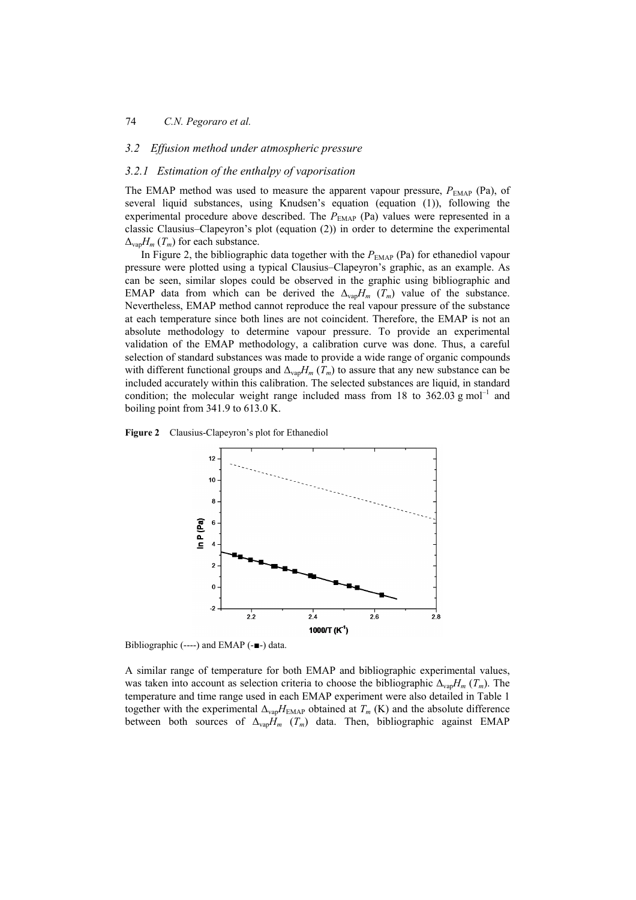### 3.2 Effusion method under atmospheric pressure

#### 3.2.1 Estimation of the enthalpy of vaporisation

The EMAP method was used to measure the apparent vapour pressure, $P_{\text{EMAP}}$ (Pa), of several liquid substances, using Knudsen's equation (equation (1)), following the experimental procedure above described. The $P_{\text{EMAP}}$ (Pa) values were represented in a classic Clausius–Clapeyron's plot (equation (2)) in order to determine the experimental $\Delta_{\text{vap}}H_m$ ($T_m$) for each substance.

In Figure 2, the bibliographic data together with the $P_{\text{EMAP}}$ (Pa) for ethanediol vapour pressure were plotted using a typical Clausius–Clapeyron's graphic, as an example. As can be seen, similar slopes could be observed in the graphic using bibliographic and EMAP data from which can be derived the $\Delta_{\text{vap}}H_m$ ($T_m$) value of the substance. Nevertheless, EMAP method cannot reproduce the real vapour pressure of the substance at each temperature since both lines are not coincident. Therefore, the EMAP is not an absolute methodology to determine vapour pressure. To provide an experimental validation of the EMAP methodology, a calibration curve was done. Thus, a careful selection of standard substances was made to provide a wide range of organic compounds with different functional groups and $\Delta_{\text{vap}}H_m$ ($T_m$) to assure that any new substance can be included accurately within this calibration. The selected substances are liquid, in standard condition; the molecular weight range included mass from 18 to 362.03 g mol$^{-1}$ and boiling point from 341.9 to 613.0 K.

**Figure 2** Clausius-Clapeyron's plot for Ethanediol

Bibliographic (----) and EMAP (-■-) data.

A similar range of temperature for both EMAP and bibliographic experimental values, was taken into account as selection criteria to choose the bibliographic $\Delta_{\text{vap}}H_m$ ($T_m$). The temperature and time range used in each EMAP experiment were also detailed in Table 1 together with the experimental $\Delta_{\text{vap}}H_{\text{EMAP}}$ obtained at $T_m$ (K) and the absolute difference between both sources of $\Delta_{\text{vap}}H_m$ ($T_m$) data. Then, bibliographic against EMAP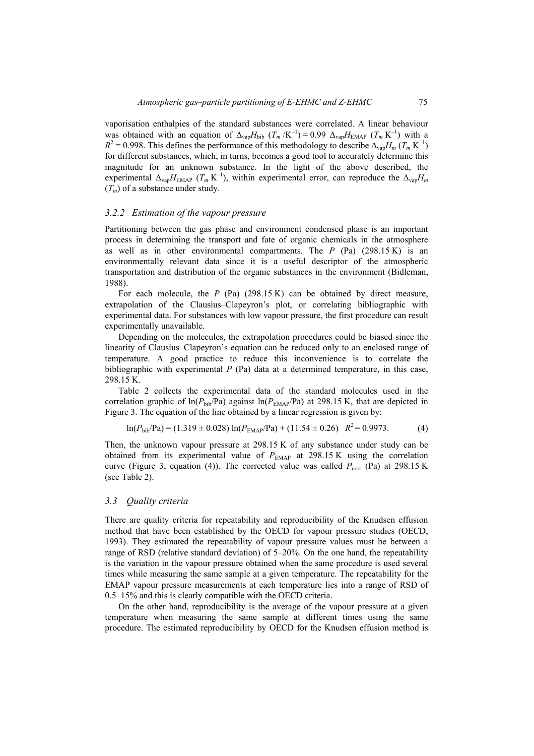vaporisation enthalpies of the standard substances were correlated. A linear behaviour was obtained with an equation of $\Delta_{vap}H_{bib}$ ($T_m$ /K$^{-1}$) = 0.99 $\Delta_{vap}H_{EMAP}$ ($T_m$ K$^{-1}$) with a $R^2 = 0.998$. This defines the performance of this methodology to describe $\Delta_{vap}H_m$ ($T_m$ K$^{-1}$) for different substances, which, in turns, becomes a good tool to accurately determine this magnitude for an unknown substance. In the light of the above described, the experimental $\Delta_{vap}H_{EMAP}$ ($T_m$ K$^{-1}$), within experimental error, can reproduce the $\Delta_{vap}H_m$ ($T_m$) of a substance under study.

### *3.2.2 Estimation of the vapour pressure*

Partitioning between the gas phase and environment condensed phase is an important process in determining the transport and fate of organic chemicals in the atmosphere as well as in other environmental compartments. The *P* (Pa) (298.15 K) is an environmentally relevant data since it is a useful descriptor of the atmospheric transportation and distribution of the organic substances in the environment (Bidleman, 1988).

For each molecule, the *P* (Pa) (298.15 K) can be obtained by direct measure, extrapolation of the Clausius–Clapeyron's plot, or correlating bibliographic with experimental data. For substances with low vapour pressure, the first procedure can result experimentally unavailable.

Depending on the molecules, the extrapolation procedures could be biased since the linearity of Clausius–Clapeyron's equation can be reduced only to an enclosed range of temperature. A good practice to reduce this inconvenience is to correlate the bibliographic with experimental *P* (Pa) data at a determined temperature, in this case, 298.15 K.

Table 2 collects the experimental data of the standard molecules used in the correlation graphic of $\ln(P_{bib}/\text{Pa})$ against $\ln(P_{EMAP}/\text{Pa})$ at 298.15 K, that are depicted in Figure 3. The equation of the line obtained by a linear regression is given by:

$$\ln(P_{bib}/\text{Pa}) = (1.319 \pm 0.028)\ln(P_{EMAP}/\text{Pa}) + (11.54 \pm 0.26) \quad R^2 = 0.9973. \tag{4}$$

Then, the unknown vapour pressure at 298.15 K of any substance under study can be obtained from its experimental value of $P_{EMAP}$ at 298.15 K using the correlation curve (Figure 3, equation (4)). The corrected value was called $P_{corr}$ (Pa) at 298.15 K (see Table 2).

## *3.3 Quality criteria*

There are quality criteria for repeatability and reproducibility of the Knudsen effusion method that have been established by the OECD for vapour pressure studies (OECD, 1993). They estimated the repeatability of vapour pressure values must be between a range of RSD (relative standard deviation) of 5–20%. On the one hand, the repeatability is the variation in the vapour pressure obtained when the same procedure is used several times while measuring the same sample at a given temperature. The repeatability for the EMAP vapour pressure measurements at each temperature lies into a range of RSD of 0.5–15% and this is clearly compatible with the OECD criteria.

On the other hand, reproducibility is the average of the vapour pressure at a given temperature when measuring the same sample at different times using the same procedure. The estimated reproducibility by OECD for the Knudsen effusion method is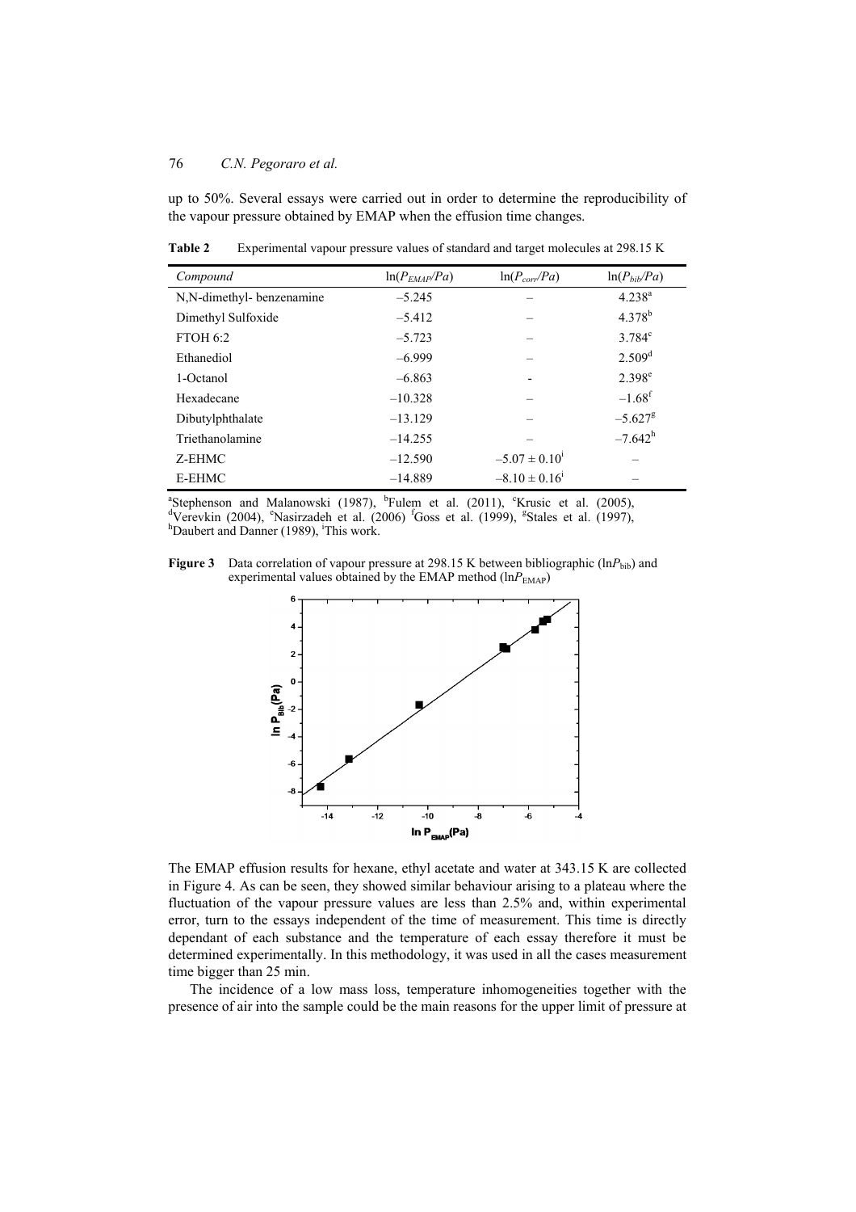up to 50%. Several essays were carried out in order to determine the reproducibility of the vapour pressure obtained by EMAP when the effusion time changes.

**Table 2** Experimental vapour pressure values of standard and target molecules at 298.15 K

| *Compound* | $\ln(P_{EMAP}/Pa)$ | $\ln(P_{corr}/Pa)$ | $\ln(P_{bib}/Pa)$ |
|---|---|---|---|
| N,N-dimethyl- benzenamine | –5.245 | – | 4.238[a] |
| Dimethyl Sulfoxide | –5.412 | – | 4.378[b] |
| FTOH 6:2 | –5.723 | – | 3.784[c] |
| Ethanediol | –6.999 | – | 2.509[d] |
| 1-Octanol | –6.863 | - | 2.398[e] |
| Hexadecane | –10.328 | – | –1.68[f] |
| Dibutylphthalate | –13.129 | – | –5.627[g] |
| Triethanolamine | –14.255 | – | –7.642[h] |
| Z-EHMC | –12.590 | –5.07 ± 0.10[i] | – |
| E-EHMC | –14.889 | –8.10 ± 0.16[i] | – |

[a]Stephenson and Malanowski (1987), [b]Fulem et al. (2011), [c]Krusic et al. (2005), [d]Verevkin (2004), [e]Nasirzadeh et al. (2006) [f]Goss et al. (1999), [g]Stales et al. (1997), [h]Daubert and Danner (1989), [i]This work.

**Figure 3** Data correlation of vapour pressure at 298.15 K between bibliographic ($\ln P_{bib}$) and experimental values obtained by the EMAP method ($\ln P_{EMAP}$)

The EMAP effusion results for hexane, ethyl acetate and water at 343.15 K are collected in Figure 4. As can be seen, they showed similar behaviour arising to a plateau where the fluctuation of the vapour pressure values are less than 2.5% and, within experimental error, turn to the essays independent of the time of measurement. This time is directly dependant of each substance and the temperature of each essay therefore it must be determined experimentally. In this methodology, it was used in all the cases measurement time bigger than 25 min.

The incidence of a low mass loss, temperature inhomogeneities together with the presence of air into the sample could be the main reasons for the upper limit of pressure at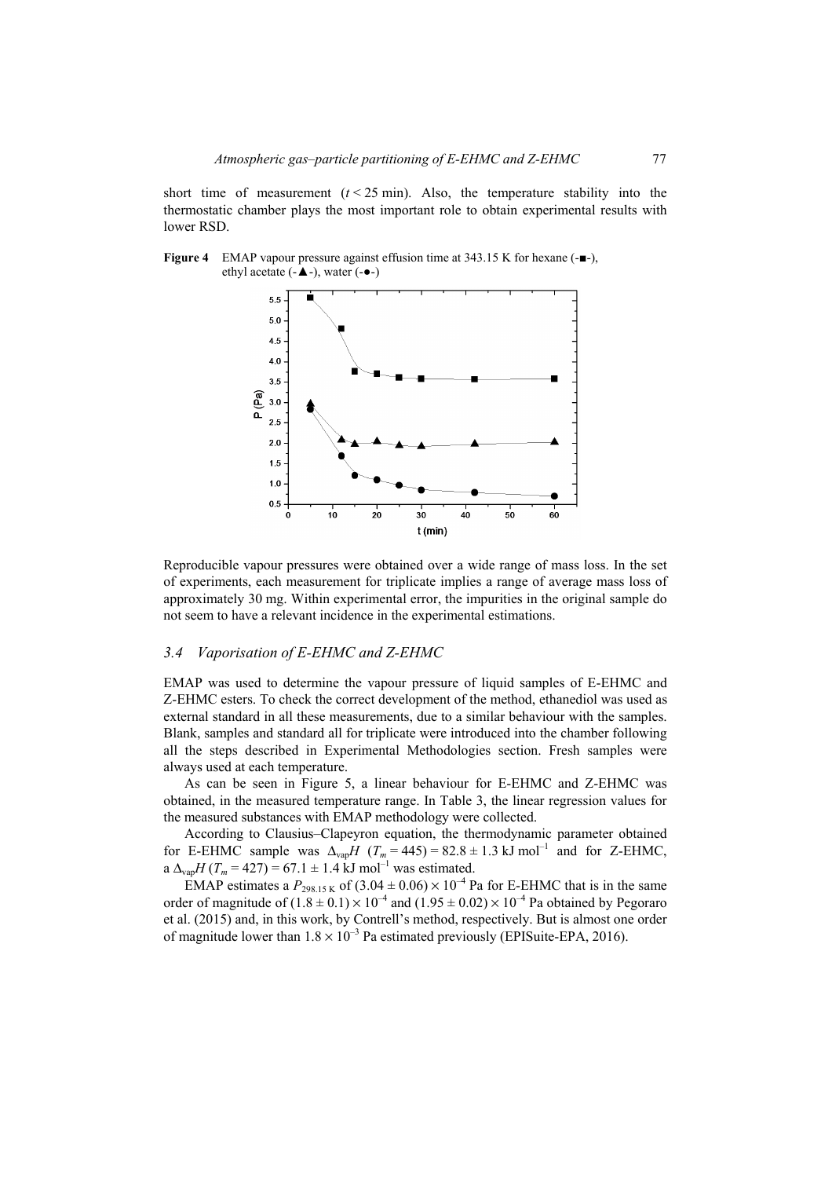short time of measurement ($t < 25$ min). Also, the temperature stability into the thermostatic chamber plays the most important role to obtain experimental results with lower RSD.

**Figure 4** EMAP vapour pressure against effusion time at 343.15 K for hexane (-■-), ethyl acetate (-▲-), water (-●-)

Reproducible vapour pressures were obtained over a wide range of mass loss. In the set of experiments, each measurement for triplicate implies a range of average mass loss of approximately 30 mg. Within experimental error, the impurities in the original sample do not seem to have a relevant incidence in the experimental estimations.

### *3.4 Vaporisation of E-EHMC and Z-EHMC*

EMAP was used to determine the vapour pressure of liquid samples of E-EHMC and Z-EHMC esters. To check the correct development of the method, ethanediol was used as external standard in all these measurements, due to a similar behaviour with the samples. Blank, samples and standard all for triplicate were introduced into the chamber following all the steps described in Experimental Methodologies section. Fresh samples were always used at each temperature.

As can be seen in Figure 5, a linear behaviour for E-EHMC and Z-EHMC was obtained, in the measured temperature range. In Table 3, the linear regression values for the measured substances with EMAP methodology were collected.

According to Clausius–Clapeyron equation, the thermodynamic parameter obtained for E-EHMC sample was $\Delta_{vap}H$ ($T_m = 445$) $= 82.8 \pm 1.3$ kJ mol$^{-1}$ and for Z-EHMC, a $\Delta_{vap}H$ ($T_m = 427$) $= 67.1 \pm 1.4$ kJ mol$^{-1}$ was estimated.

EMAP estimates a $P_{298.15\text{ K}}$ of $(3.04 \pm 0.06) \times 10^{-4}$ Pa for E-EHMC that is in the same order of magnitude of $(1.8 \pm 0.1) \times 10^{-4}$ and $(1.95 \pm 0.02) \times 10^{-4}$ Pa obtained by Pegoraro et al. (2015) and, in this work, by Contrell's method, respectively. But is almost one order of magnitude lower than $1.8 \times 10^{-3}$ Pa estimated previously (EPISuite-EPA, 2016).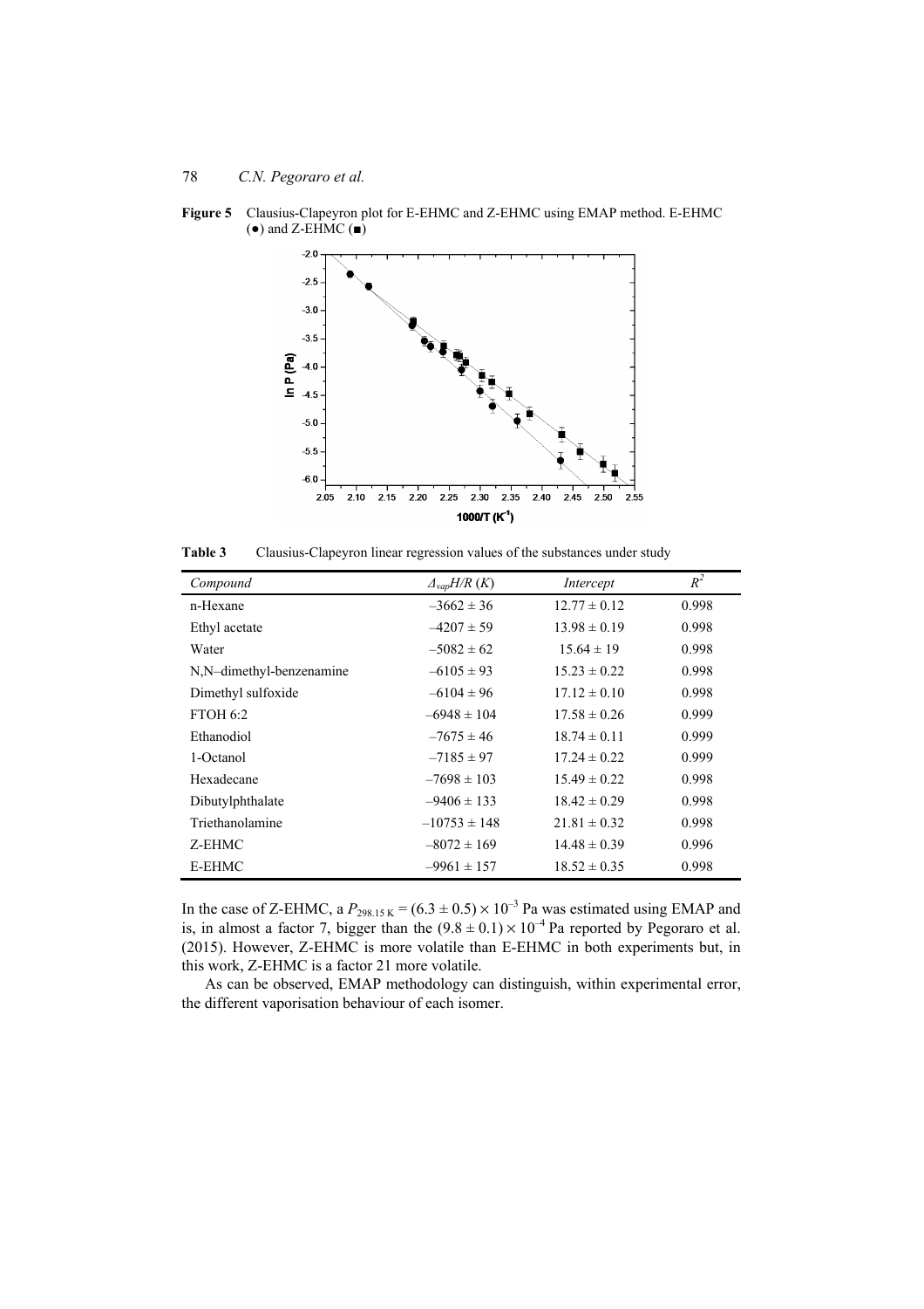**Figure 5** Clausius-Clapeyron plot for E-EHMC and Z-EHMC using EMAP method. E-EHMC (●) and Z-EHMC (■)

**Table 3** Clausius-Clapeyron linear regression values of the substances under study

| *Compound* | $\Delta_{vap}H/R$ (*K*) | *Intercept* | $R^2$ |
|---|---|---|---|
| n-Hexane | –3662 ± 36 | 12.77 ± 0.12 | 0.998 |
| Ethyl acetate | –4207 ± 59 | 13.98 ± 0.19 | 0.998 |
| Water | –5082 ± 62 | 15.64 ± 19 | 0.998 |
| N,N–dimethyl-benzenamine | –6105 ± 93 | 15.23 ± 0.22 | 0.998 |
| Dimethyl sulfoxide | –6104 ± 96 | 17.12 ± 0.10 | 0.998 |
| FTOH 6:2 | –6948 ± 104 | 17.58 ± 0.26 | 0.999 |
| Ethanodiol | –7675 ± 46 | 18.74 ± 0.11 | 0.999 |
| 1-Octanol | –7185 ± 97 | 17.24 ± 0.22 | 0.999 |
| Hexadecane | –7698 ± 103 | 15.49 ± 0.22 | 0.998 |
| Dibutylphthalate | –9406 ± 133 | 18.42 ± 0.29 | 0.998 |
| Triethanolamine | –10753 ± 148 | 21.81 ± 0.32 | 0.998 |
| Z-EHMC | –8072 ± 169 | 14.48 ± 0.39 | 0.996 |
| E-EHMC | –9961 ± 157 | 18.52 ± 0.35 | 0.998 |

In the case of Z-EHMC, a $P_{298.15\,K} = (6.3 \pm 0.5) \times 10^{-3}$ Pa was estimated using EMAP and is, in almost a factor 7, bigger than the $(9.8 \pm 0.1) \times 10^{-4}$ Pa reported by Pegoraro et al. (2015). However, Z-EHMC is more volatile than E-EHMC in both experiments but, in this work, Z-EHMC is a factor 21 more volatile.

As can be observed, EMAP methodology can distinguish, within experimental error, the different vaporisation behaviour of each isomer.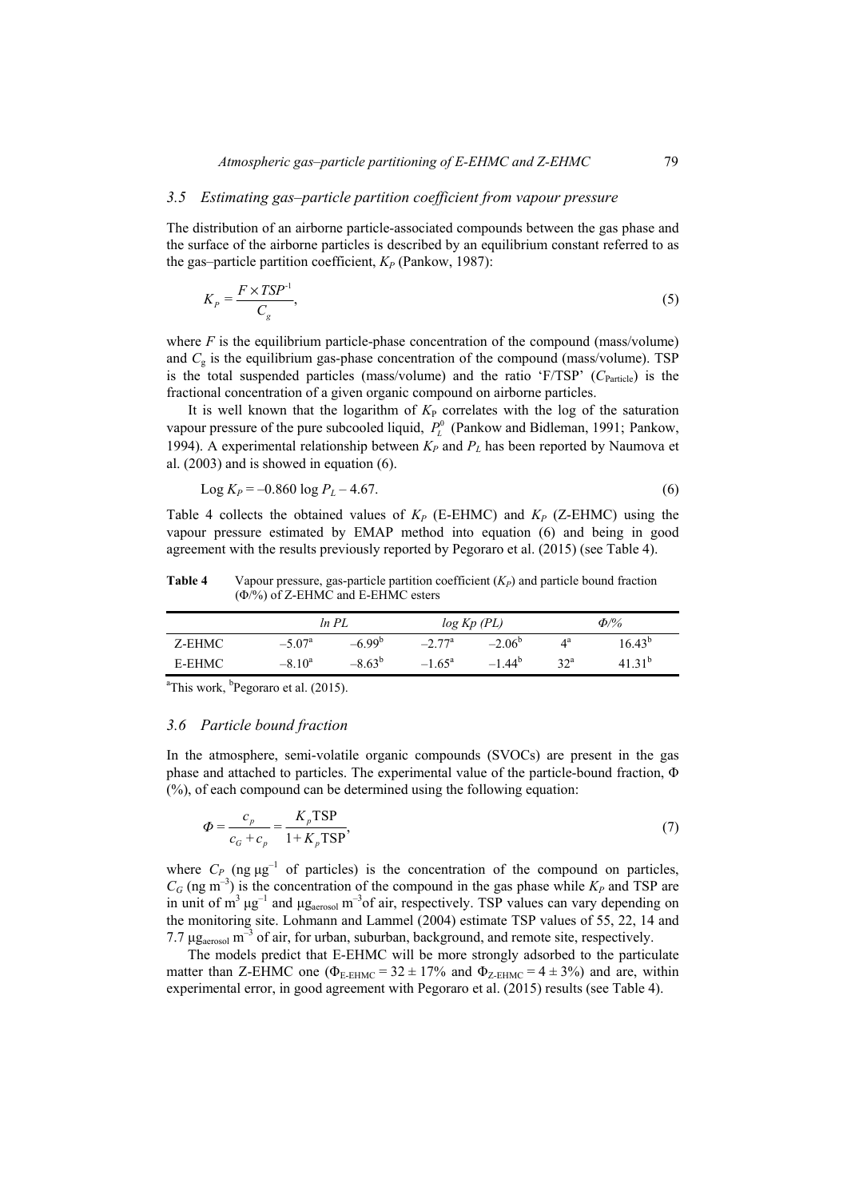### 3.5 Estimating gas–particle partition coefficient from vapour pressure

The distribution of an airborne particle-associated compounds between the gas phase and the surface of the airborne particles is described by an equilibrium constant referred to as the gas–particle partition coefficient, $K_P$ (Pankow, 1987):

$$K_P = \frac{F \times TSP^{-1}}{C_g}, \tag{5}$$

where $F$ is the equilibrium particle-phase concentration of the compound (mass/volume) and $C_g$ is the equilibrium gas-phase concentration of the compound (mass/volume). TSP is the total suspended particles (mass/volume) and the ratio 'F/TSP' ($C_{\text{Particle}}$) is the fractional concentration of a given organic compound on airborne particles.

It is well known that the logarithm of $K_P$ correlates with the log of the saturation vapour pressure of the pure subcooled liquid, $P_L^0$ (Pankow and Bidleman, 1991; Pankow, 1994). A experimental relationship between $K_P$ and $P_L$ has been reported by Naumova et al. (2003) and is showed in equation (6).

$$\text{Log } K_P = -0.860 \log P_L - 4.67. \tag{6}$$

Table 4 collects the obtained values of $K_P$ (E-EHMC) and $K_P$ (Z-EHMC) using the vapour pressure estimated by EMAP method into equation (6) and being in good agreement with the results previously reported by Pegoraro et al. (2015) (see Table 4).

**Table 4** Vapour pressure, gas-particle partition coefficient ($K_P$) and particle bound fraction ($\Phi$/%) of Z-EHMC and E-EHMC esters

| | *ln PL* | | *log Kp (PL)* | | *Φ/%* | |
|---|---|---|---|---|---|---|
| Z-EHMC | –5.07[a] | –6.99[b] | –2.77[a] | –2.06[b] | 4[a] | 16.43[b] |
| E-EHMC | –8.10[a] | –8.63[b] | –1.65[a] | –1.44[b] | 32[a] | 41.31[b] |

[a]This work, [b]Pegoraro et al. (2015).

### 3.6 Particle bound fraction

In the atmosphere, semi-volatile organic compounds (SVOCs) are present in the gas phase and attached to particles. The experimental value of the particle-bound fraction, Φ (%), of each compound can be determined using the following equation:

$$\Phi = \frac{c_p}{c_G + c_p} = \frac{K_p \text{TSP}}{1 + K_p \text{TSP}}, \tag{7}$$

where $C_P$ (ng $\mu g^{-1}$ of particles) is the concentration of the compound on particles, $C_G$ (ng $m^{-3}$) is the concentration of the compound in the gas phase while $K_P$ and TSP are in unit of $m^3$ $\mu g^{-1}$ and $\mu g_{aerosol}$ $m^{-3}$of air, respectively. TSP values can vary depending on the monitoring site. Lohmann and Lammel (2004) estimate TSP values of 55, 22, 14 and 7.7 $\mu g_{aerosol}$ $m^{-3}$ of air, for urban, suburban, background, and remote site, respectively.

The models predict that E-EHMC will be more strongly adsorbed to the particulate matter than Z-EHMC one ($\Phi_{\text{E-EHMC}} = 32 \pm 17\%$ and $\Phi_{\text{Z-EHMC}} = 4 \pm 3\%$) and are, within experimental error, in good agreement with Pegoraro et al. (2015) results (see Table 4).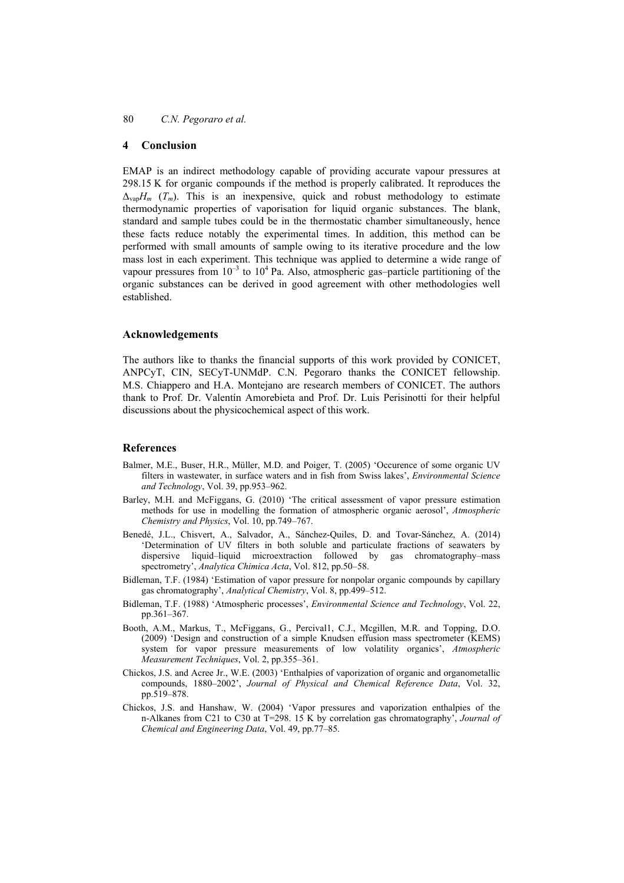## 4 Conclusion

EMAP is an indirect methodology capable of providing accurate vapour pressures at 298.15 K for organic compounds if the method is properly calibrated. It reproduces the $\Delta_{vap}H_m$ ($T_m$). This is an inexpensive, quick and robust methodology to estimate thermodynamic properties of vaporisation for liquid organic substances. The blank, standard and sample tubes could be in the thermostatic chamber simultaneously, hence these facts reduce notably the experimental times. In addition, this method can be performed with small amounts of sample owing to its iterative procedure and the low mass lost in each experiment. This technique was applied to determine a wide range of vapour pressures from $10^{-3}$ to $10^{4}$ Pa. Also, atmospheric gas–particle partitioning of the organic substances can be derived in good agreement with other methodologies well established.

## Acknowledgements

The authors like to thanks the financial supports of this work provided by CONICET, ANPCyT, CIN, SECyT-UNMdP. C.N. Pegoraro thanks the CONICET fellowship. M.S. Chiappero and H.A. Montejano are research members of CONICET. The authors thank to Prof. Dr. Valentín Amorebieta and Prof. Dr. Luis Perisinotti for their helpful discussions about the physicochemical aspect of this work.

## References

Balmer, M.E., Buser, H.R., Müller, M.D. and Poiger, T. (2005) 'Occurence of some organic UV filters in wastewater, in surface waters and in fish from Swiss lakes', *Environmental Science and Technology*, Vol. 39, pp.953–962.

Barley, M.H. and McFiggans, G. (2010) 'The critical assessment of vapor pressure estimation methods for use in modelling the formation of atmospheric organic aerosol', *Atmospheric Chemistry and Physics*, Vol. 10, pp.749–767.

Benedé, J.L., Chisvert, A., Salvador, A., Sánchez-Quiles, D. and Tovar-Sánchez, A. (2014) 'Determination of UV filters in both soluble and particulate fractions of seawaters by dispersive liquid–liquid microextraction followed by gas chromatography–mass spectrometry', *Analytica Chimica Acta*, Vol. 812, pp.50–58.

Bidleman, T.F. (1984) 'Estimation of vapor pressure for nonpolar organic compounds by capillary gas chromatography', *Analytical Chemistry*, Vol. 8, pp.499–512.

Bidleman, T.F. (1988) 'Atmospheric processes', *Environmental Science and Technology*, Vol. 22, pp.361–367.

Booth, A.M., Markus, T., McFiggans, G., Percival1, C.J., Mcgillen, M.R. and Topping, D.O. (2009) 'Design and construction of a simple Knudsen effusion mass spectrometer (KEMS) system for vapor pressure measurements of low volatility organics', *Atmospheric Measurement Techniques*, Vol. 2, pp.355–361.

Chickos, J.S. and Acree Jr., W.E. (2003) 'Enthalpies of vaporization of organic and organometallic compounds, 1880–2002', *Journal of Physical and Chemical Reference Data*, Vol. 32, pp.519–878.

Chickos, J.S. and Hanshaw, W. (2004) 'Vapor pressures and vaporization enthalpies of the n-Alkanes from C21 to C30 at T=298. 15 K by correlation gas chromatography', *Journal of Chemical and Engineering Data*, Vol. 49, pp.77–85.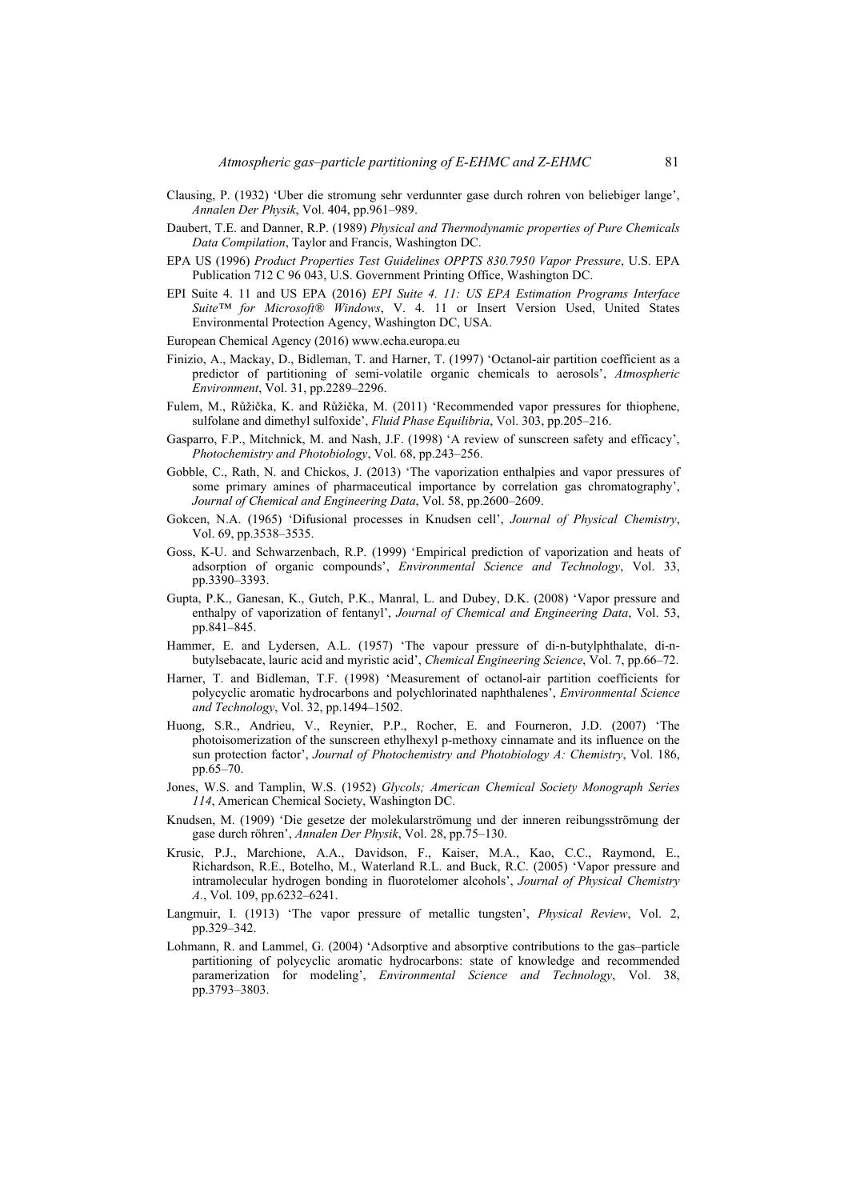Clausing, P. (1932) 'Uber die stromung sehr verdunnter gase durch rohren von beliebiger lange', *Annalen Der Physik*, Vol. 404, pp.961–989.

Daubert, T.E. and Danner, R.P. (1989) *Physical and Thermodynamic properties of Pure Chemicals Data Compilation*, Taylor and Francis, Washington DC.

EPA US (1996) *Product Properties Test Guidelines OPPTS 830.7950 Vapor Pressure*, U.S. EPA Publication 712 C 96 043, U.S. Government Printing Office, Washington DC.

EPI Suite 4. 11 and US EPA (2016) *EPI Suite 4. 11: US EPA Estimation Programs Interface Suite™ for Microsoft® Windows*, V. 4. 11 or Insert Version Used, United States Environmental Protection Agency, Washington DC, USA.

European Chemical Agency (2016) www.echa.europa.eu

Finizio, A., Mackay, D., Bidleman, T. and Harner, T. (1997) 'Octanol-air partition coefficient as a predictor of partitioning of semi-volatile organic chemicals to aerosols', *Atmospheric Environment*, Vol. 31, pp.2289–2296.

Fulem, M., Růžička, K. and Růžička, M. (2011) 'Recommended vapor pressures for thiophene, sulfolane and dimethyl sulfoxide', *Fluid Phase Equilibria*, Vol. 303, pp.205–216.

Gasparro, F.P., Mitchnick, M. and Nash, J.F. (1998) 'A review of sunscreen safety and efficacy', *Photochemistry and Photobiology*, Vol. 68, pp.243–256.

Gobble, C., Rath, N. and Chickos, J. (2013) 'The vaporization enthalpies and vapor pressures of some primary amines of pharmaceutical importance by correlation gas chromatography', *Journal of Chemical and Engineering Data*, Vol. 58, pp.2600–2609.

Gokcen, N.A. (1965) 'Difusional processes in Knudsen cell', *Journal of Physical Chemistry*, Vol. 69, pp.3538–3535.

Goss, K-U. and Schwarzenbach, R.P. (1999) 'Empirical prediction of vaporization and heats of adsorption of organic compounds', *Environmental Science and Technology*, Vol. 33, pp.3390–3393.

Gupta, P.K., Ganesan, K., Gutch, P.K., Manral, L. and Dubey, D.K. (2008) 'Vapor pressure and enthalpy of vaporization of fentanyl', *Journal of Chemical and Engineering Data*, Vol. 53, pp.841–845.

Hammer, E. and Lydersen, A.L. (1957) 'The vapour pressure of di-n-butylphthalate, di-n-butylsebacate, lauric acid and myristic acid', *Chemical Engineering Science*, Vol. 7, pp.66–72.

Harner, T. and Bidleman, T.F. (1998) 'Measurement of octanol-air partition coefficients for polycyclic aromatic hydrocarbons and polychlorinated naphthalenes', *Environmental Science and Technology*, Vol. 32, pp.1494–1502.

Huong, S.R., Andrieu, V., Reynier, P.P., Rocher, E. and Fourneron, J.D. (2007) 'The photoisomerization of the sunscreen ethylhexyl p-methoxy cinnamate and its influence on the sun protection factor', *Journal of Photochemistry and Photobiology A: Chemistry*, Vol. 186, pp.65–70.

Jones, W.S. and Tamplin, W.S. (1952) *Glycols; American Chemical Society Monograph Series 114*, American Chemical Society, Washington DC.

Knudsen, M. (1909) 'Die gesetze der molekularströmung der inneren reibungsströmung der gase durch röhren', *Annalen Der Physik*, Vol. 28, pp.75–130.

Krusic, P.J., Marchione, A.A., Davidson, F., Kaiser, M.A., Kao, C.C., Raymond, E., Richardson, R.E., Botelho, M., Waterland R.L. and Buck, R.C. (2005) 'Vapor pressure and intramolecular hydrogen bonding in fluorotelomer alcohols', *Journal of Physical Chemistry A.*, Vol. 109, pp.6232–6241.

Langmuir, I. (1913) 'The vapor pressure of metallic tungsten', *Physical Review*, Vol. 2, pp.329–342.

Lohmann, R. and Lammel, G. (2004) 'Adsorptive and absorptive contributions to the gas–particle partitioning of polycyclic aromatic hydrocarbons: state of knowledge and recommended paramerization for modeling', *Environmental Science and Technology*, Vol. 38, pp.3793–3803.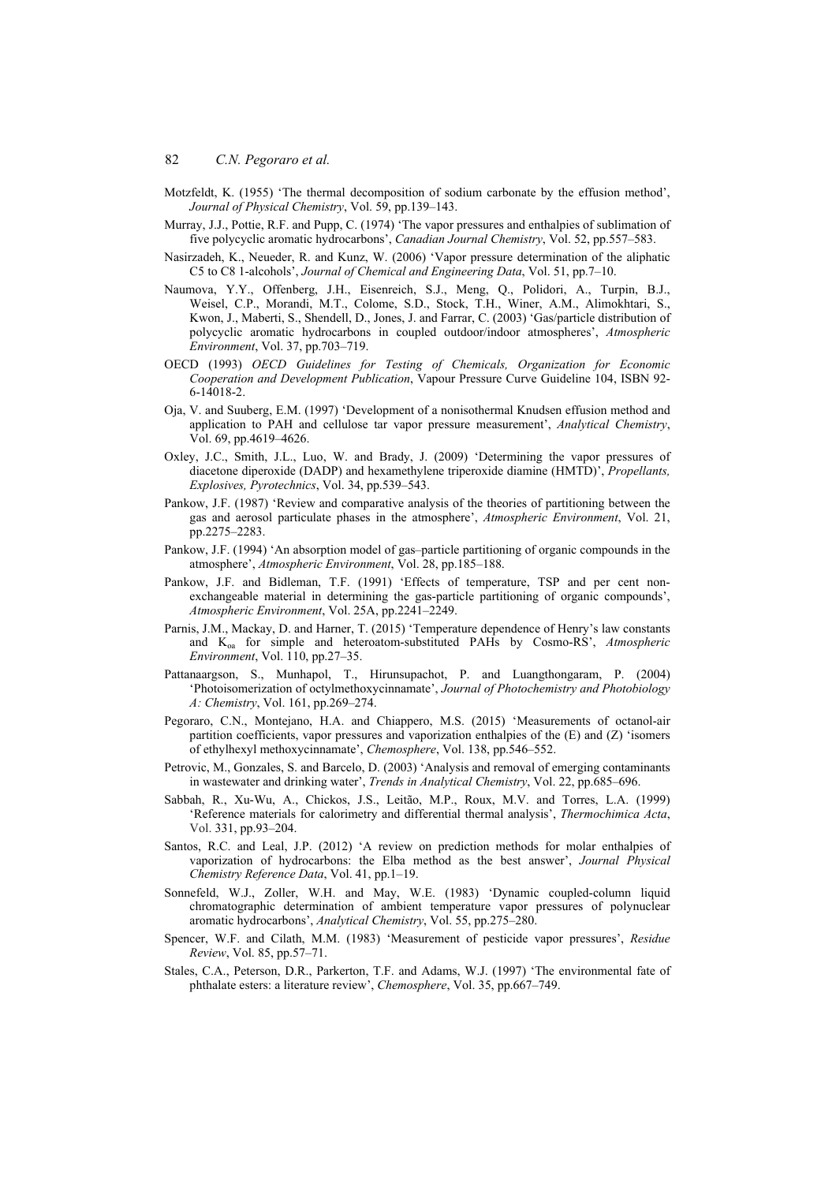Motzfeldt, K. (1955) 'The thermal decomposition of sodium carbonate by the effusion method', *Journal of Physical Chemistry*, Vol. 59, pp.139–143.

Murray, J.J., Pottie, R.F. and Pupp, C. (1974) 'The vapor pressures and enthalpies of sublimation of five polycyclic aromatic hydrocarbons', *Canadian Journal Chemistry*, Vol. 52, pp.557–583.

Nasirzadeh, K., Neueder, R. and Kunz, W. (2006) 'Vapor pressure determination of the aliphatic C5 to C8 1-alcohols', *Journal of Chemical and Engineering Data*, Vol. 51, pp.7–10.

Naumova, Y.Y., Offenberg, J.H., Eisenreich, S.J., Meng, Q., Polidori, A., Turpin, B.J., Weisel, C.P., Morandi, M.T., Colome, S.D., Stock, T.H., Winer, A.M., Alimokhtari, S., Kwon, J., Maberti, S., Shendell, D., Jones, J. and Farrar, C. (2003) 'Gas/particle distribution of polycyclic aromatic hydrocarbons in coupled outdoor/indoor atmospheres', *Atmospheric Environment*, Vol. 37, pp.703–719.

OECD (1993) *OECD Guidelines for Testing of Chemicals, Organization for Economic Cooperation and Development Publication*, Vapour Pressure Curve Guideline 104, ISBN 92-6-14018-2.

Oja, V. and Suuberg, E.M. (1997) 'Development of a nonisothermal Knudsen effusion method and application to PAH and cellulose tar vapor pressure measurement', *Analytical Chemistry*, Vol. 69, pp.4619–4626.

Oxley, J.C., Smith, J.L., Luo, W. and Brady, J. (2009) 'Determining the vapor pressures of diacetone diperoxide (DADP) and hexamethylene triperoxide diamine (HMTD)', *Propellants, Explosives, Pyrotechnics*, Vol. 34, pp.539–543.

Pankow, J.F. (1987) 'Review and comparative analysis of the theories of partitioning between the gas and aerosol particulate phases in the atmosphere', *Atmospheric Environment*, Vol. 21, pp.2275–2283.

Pankow, J.F. (1994) 'An absorption model of gas–particle partitioning of organic compounds in the atmosphere', *Atmospheric Environment*, Vol. 28, pp.185–188.

Pankow, J.F. and Bidleman, T.F. (1991) 'Effects of temperature, TSP and per cent non-exchangeable material in determining the gas-particle partitioning of organic compounds', *Atmospheric Environment*, Vol. 25A, pp.2241–2249.

Parnis, J.M., Mackay, D. and Harner, T. (2015) 'Temperature dependence of Henry's law constants and $K_{oa}$ for simple and heteroatom-substituted PAHs by Cosmo-RS', *Atmospheric Environment*, Vol. 110, pp.27–35.

Pattanaargson, S., Munhapol, T., Hirunsupachot, P. and Luangthongaram, P. (2004) 'Photoisomerization of octylmethoxycinnamate', *Journal of Photochemistry and Photobiology A: Chemistry*, Vol. 161, pp.269–274.

Pegoraro, C.N., Montejano, H.A. and Chiappero, M.S. (2015) 'Measurements of octanol-air partition coefficients, vapor pressures and vaporization enthalpies of the (E) and (Z) 'isomers of ethylhexyl methoxycinnamate', *Chemosphere*, Vol. 138, pp.546–552.

Petrovic, M., Gonzales, S. and Barcelo, D. (2003) 'Analysis and removal of emerging contaminants in wastewater and drinking water', *Trends in Analytical Chemistry*, Vol. 22, pp.685–696.

Sabbah, R., Xu-Wu, A., Chickos, J.S., Leitão, M.P., Roux, M.V. and Torres, L.A. (1999) 'Reference materials for calorimetry and differential thermal analysis', *Thermochimica Acta*, Vol. 331, pp.93–204.

Santos, R.C. and Leal, J.P. (2012) 'A review on prediction methods for molar enthalpies of vaporization of hydrocarbons: the Elba method as the best answer', *Journal Physical Chemistry Reference Data*, Vol. 41, pp.1–19.

Sonnefeld, W.J., Zoller, W.H. and May, W.E. (1983) 'Dynamic coupled-column liquid chromatographic determination of ambient temperature vapor pressures of polynuclear aromatic hydrocarbons', *Analytical Chemistry*, Vol. 55, pp.275–280.

Spencer, W.F. and Cilath, M.M. (1983) 'Measurement of pesticide vapor pressures', *Residue Review*, Vol. 85, pp.57–71.

Stales, C.A., Peterson, D.R., Parkerton, T.F. and Adams, W.J. (1997) 'The environmental fate of phthalate esters: a literature review', *Chemosphere*, Vol. 35, pp.667–749.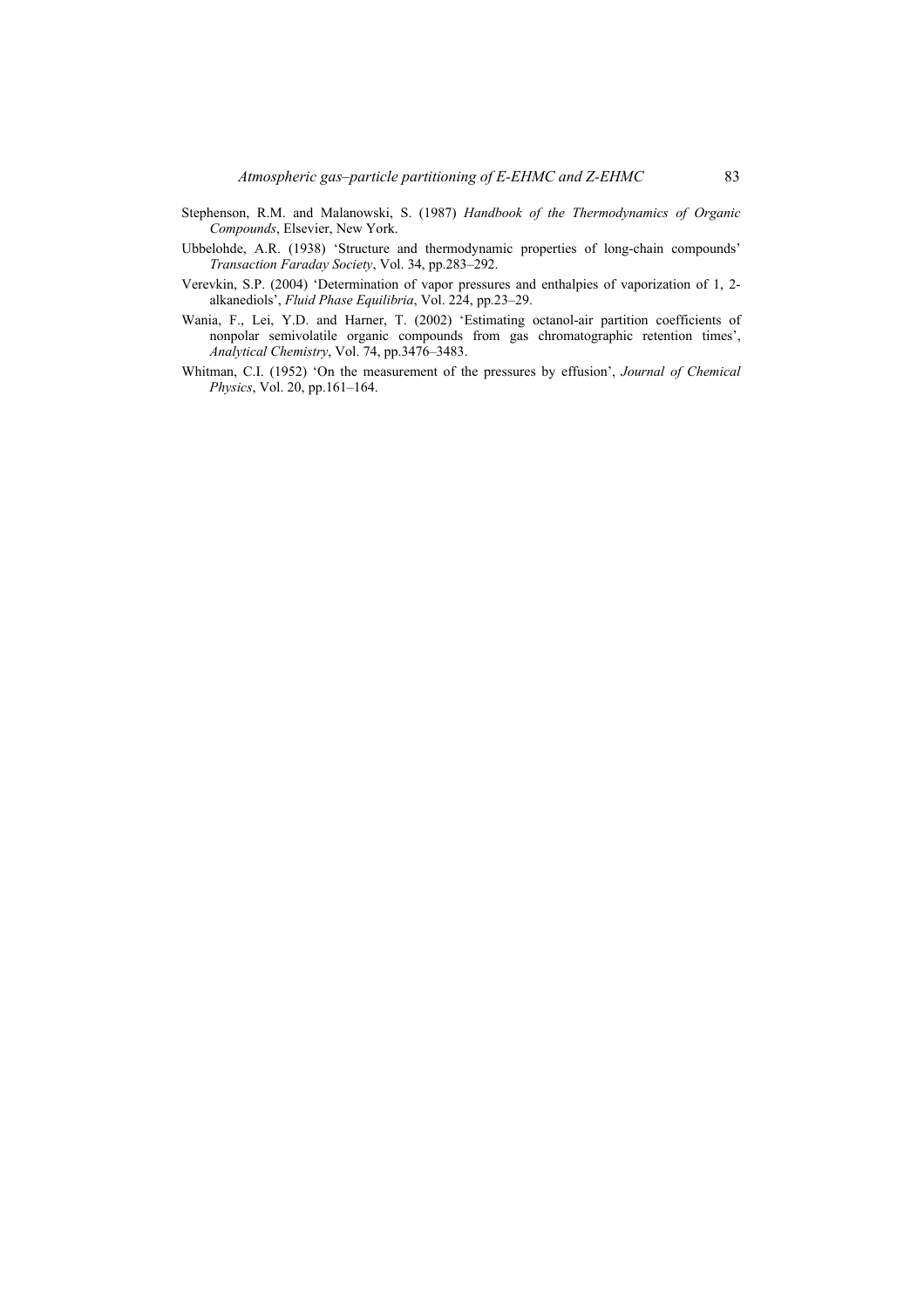Stephenson, R.M. and Malanowski, S. (1987) *Handbook of the Thermodynamics of Organic Compounds*, Elsevier, New York.

Ubbelohde, A.R. (1938) 'Structure and thermodynamic properties of long-chain compounds' *Transaction Faraday Society*, Vol. 34, pp.283–292.

Verevkin, S.P. (2004) 'Determination of vapor pressures and enthalpies of vaporization of 1, 2-alkanediols', *Fluid Phase Equilibria*, Vol. 224, pp.23–29.

Wania, F., Lei, Y.D. and Harner, T. (2002) 'Estimating octanol-air partition coefficients of nonpolar semivolatile organic compounds from gas chromatographic retention times', *Analytical Chemistry*, Vol. 74, pp.3476–3483.

Whitman, C.I. (1952) 'On the measurement of the pressures by effusion', *Journal of Chemical Physics*, Vol. 20, pp.161–164.